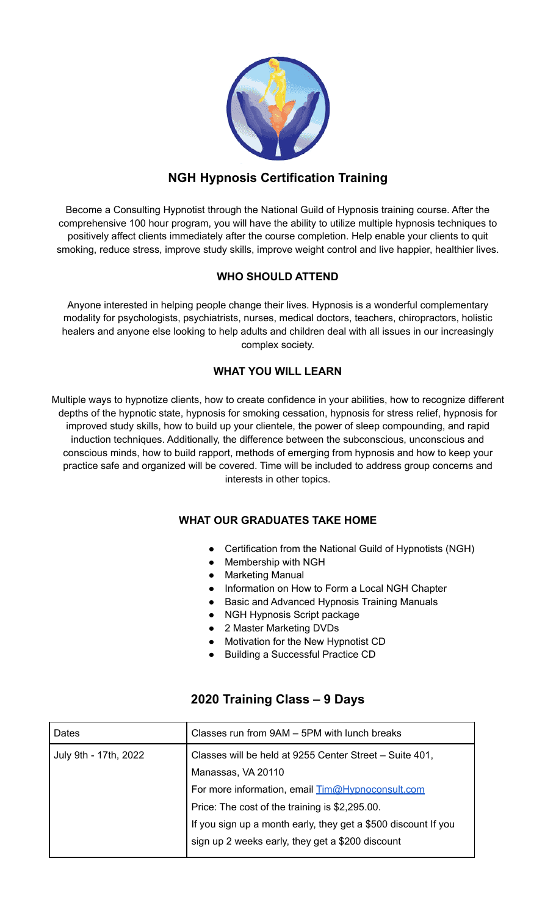# NGH Hypnosis Certification Training

Become a Consulting Hypnotist through the National Guild of Hypnosis training course. After the comprehensive 100 hour program, you will have the ability to utilize multiple hypnosis techniques to positively affect clients immediately after the course completion. Help enable your clients to quit smoking, reduce stress, improve study skills, improve weight control and live happier, healthier lives.

## WHO SHOULD ATTEND

Anyone interested in helping people change their lives. Hypnosis is a wonderful complementary modality for psychologists, psychiatrists, nurses, medical doctors, teachers, chiropractors, holistic healers and anyone else looking to help adults and children deal with all issues in our increasingly complex society.

## WHAT YOU WILL LEARN

Multiple ways to hypnotize clients, how to create confidence in your abilities, how to recognize different depths of the hypnotic state, hypnosis for smoking cessation, hypnosis for stress relief, hypnosis for improved study skills, how to build up your clientele, the power of sleep compounding, and rapid induction techniques. Additionally, the difference between the subconscious, unconscious and conscious minds, how to build rapport, methods of emerging from hypnosis and how to keep your practice safe and organized will be covered. Time will be included to address group concerns and interests in other topics.

## WHAT OUR GRADUATES TAKE HOME

- Certification from the National Guild of Hypnotists (NGH)
- Membership with NGH
- Marketing Manual
- Information on How to Form a Local NGH Chapter
- Basic and Advanced Hypnosis Training Manuals
- NGH Hypnosis Script package
- 2 Master Marketing DVDs
- Motivation for the New Hypnotist CD
- Building a Successful Practice CD

## 2020 Training Class – 9 Days

| Dates | Classes run from 9AM – 5PM with lunch breaks |
|---|---|
| July 9th - 17th, 2022 | Classes will be held at 9255 Center Street – Suite 401, Manassas, VA 20110<br>For more information, email Tim@Hypnoconsult.com<br>Price: The cost of the training is $2,295.00.<br>If you sign up a month early, they get a $500 discount If you sign up 2 weeks early, they get a $200 discount |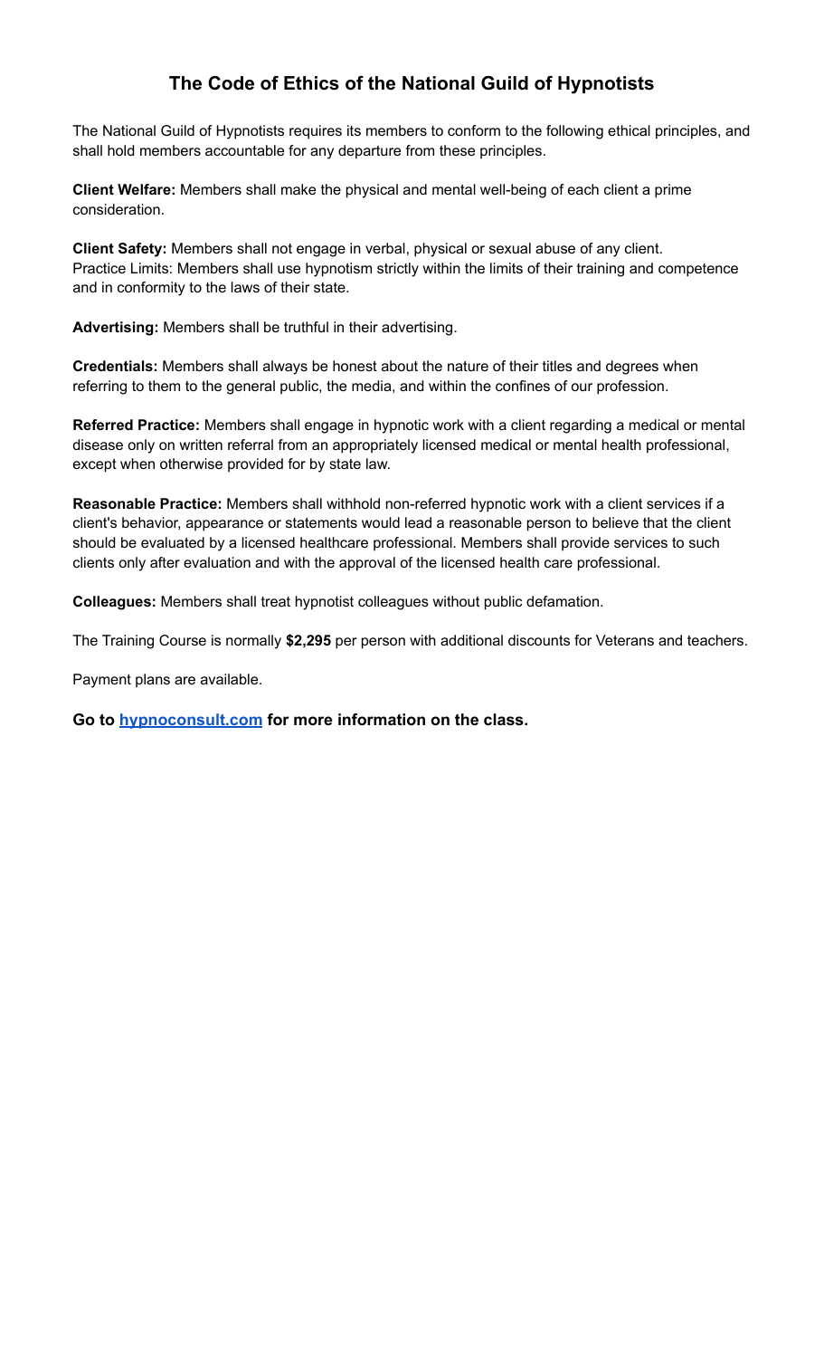## The Code of Ethics of the National Guild of Hypnotists

The National Guild of Hypnotists requires its members to conform to the following ethical principles, and shall hold members accountable for any departure from these principles.

**Client Welfare:** Members shall make the physical and mental well-being of each client a prime consideration.

**Client Safety:** Members shall not engage in verbal, physical or sexual abuse of any client.
Practice Limits: Members shall use hypnotism strictly within the limits of their training and competence and in conformity to the laws of their state.

**Advertising:** Members shall be truthful in their advertising.

**Credentials:** Members shall always be honest about the nature of their titles and degrees when referring to them to the general public, the media, and within the confines of our profession.

**Referred Practice:** Members shall engage in hypnotic work with a client regarding a medical or mental disease only on written referral from an appropriately licensed medical or mental health professional, except when otherwise provided for by state law.

**Reasonable Practice:** Members shall withhold non-referred hypnotic work with a client services if a client's behavior, appearance or statements would lead a reasonable person to believe that the client should be evaluated by a licensed healthcare professional. Members shall provide services to such clients only after evaluation and with the approval of the licensed health care professional.

**Colleagues:** Members shall treat hypnotist colleagues without public defamation.

The Training Course is normally **$2,295** per person with additional discounts for Veterans and teachers.

Payment plans are available.

**Go to [hypnoconsult.com](hypnoconsult.com) for more information on the class.**